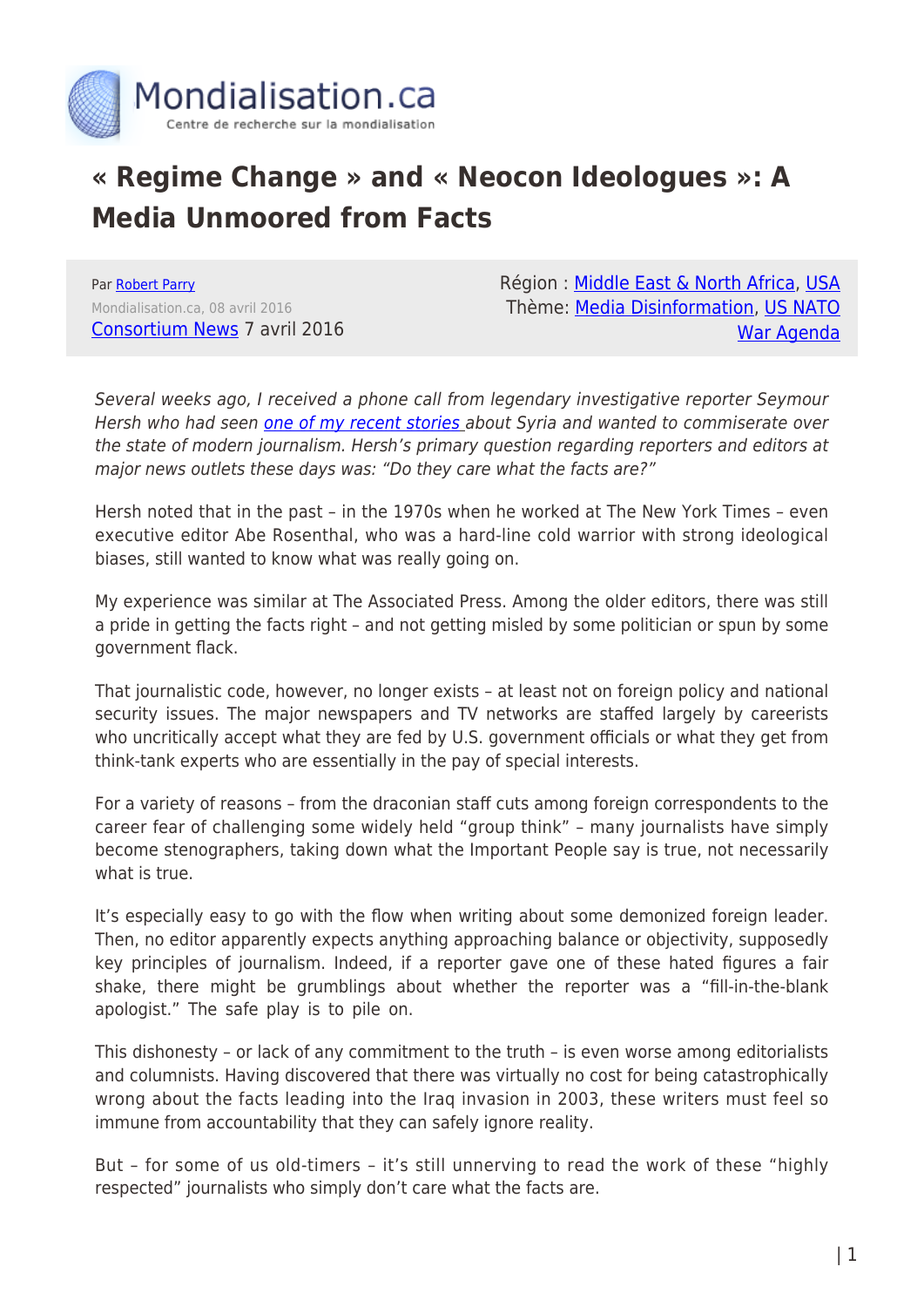# « Regime Change » and « Neocon Ideologues »: A Media Unmoored from Facts

Par Robert Parry
Mondialisation.ca, 08 avril 2016
Consortium News 7 avril 2016

Région : Middle East & North Africa, USA
Thème: Media Disinformation, US NATO War Agenda

*Several weeks ago, I received a phone call from legendary investigative reporter Seymour Hersh who had seen one of my recent stories about Syria and wanted to commiserate over the state of modern journalism. Hersh's primary question regarding reporters and editors at major news outlets these days was: "Do they care what the facts are?"*

Hersh noted that in the past – in the 1970s when he worked at The New York Times – even executive editor Abe Rosenthal, who was a hard-line cold warrior with strong ideological biases, still wanted to know what was really going on.

My experience was similar at The Associated Press. Among the older editors, there was still a pride in getting the facts right – and not getting misled by some politician or spun by some government flack.

That journalistic code, however, no longer exists – at least not on foreign policy and national security issues. The major newspapers and TV networks are staffed largely by careerists who uncritically accept what they are fed by U.S. government officials or what they get from think-tank experts who are essentially in the pay of special interests.

For a variety of reasons – from the draconian staff cuts among foreign correspondents to the career fear of challenging some widely held "group think" – many journalists have simply become stenographers, taking down what the Important People say is true, not necessarily what is true.

It's especially easy to go with the flow when writing about some demonized foreign leader. Then, no editor apparently expects anything approaching balance or objectivity, supposedly key principles of journalism. Indeed, if a reporter gave one of these hated figures a fair shake, there might be grumblings about whether the reporter was a "fill-in-the-blank apologist." The safe play is to pile on.

This dishonesty – or lack of any commitment to the truth – is even worse among editorialists and columnists. Having discovered that there was virtually no cost for being catastrophically wrong about the facts leading into the Iraq invasion in 2003, these writers must feel so immune from accountability that they can safely ignore reality.

But – for some of us old-timers – it's still unnerving to read the work of these "highly respected" journalists who simply don't care what the facts are.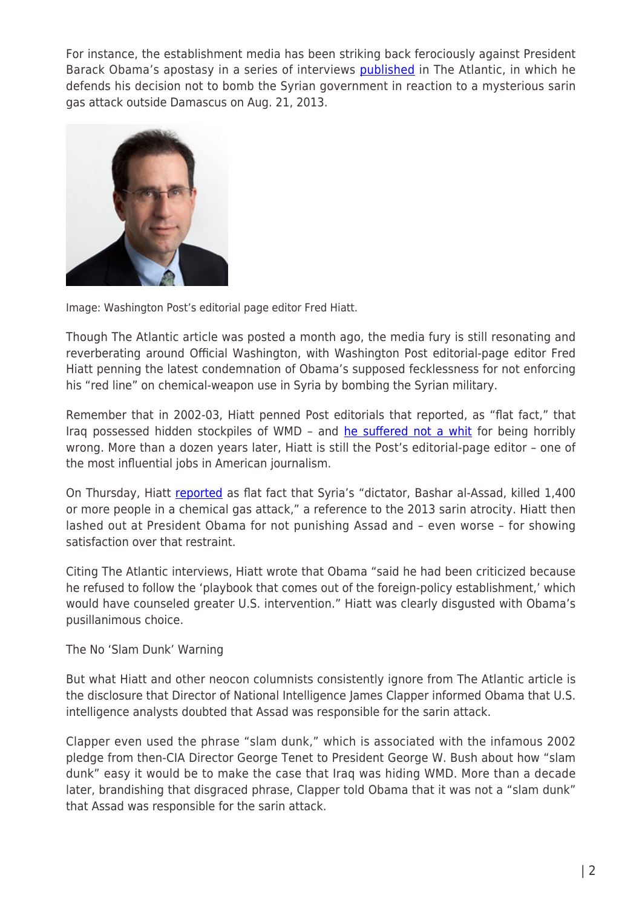For instance, the establishment media has been striking back ferociously against President Barack Obama's apostasy in a series of interviews published in The Atlantic, in which he defends his decision not to bomb the Syrian government in reaction to a mysterious sarin gas attack outside Damascus on Aug. 21, 2013.

Image: Washington Post's editorial page editor Fred Hiatt.

Though The Atlantic article was posted a month ago, the media fury is still resonating and reverberating around Official Washington, with Washington Post editorial-page editor Fred Hiatt penning the latest condemnation of Obama's supposed fecklessness for not enforcing his "red line" on chemical-weapon use in Syria by bombing the Syrian military.

Remember that in 2002-03, Hiatt penned Post editorials that reported, as "flat fact," that Iraq possessed hidden stockpiles of WMD – and he suffered not a whit for being horribly wrong. More than a dozen years later, Hiatt is still the Post's editorial-page editor – one of the most influential jobs in American journalism.

On Thursday, Hiatt reported as flat fact that Syria's "dictator, Bashar al-Assad, killed 1,400 or more people in a chemical gas attack," a reference to the 2013 sarin atrocity. Hiatt then lashed out at President Obama for not punishing Assad and – even worse – for showing satisfaction over that restraint.

Citing The Atlantic interviews, Hiatt wrote that Obama "said he had been criticized because he refused to follow the 'playbook that comes out of the foreign-policy establishment,' which would have counseled greater U.S. intervention." Hiatt was clearly disgusted with Obama's pusillanimous choice.

## The No 'Slam Dunk' Warning

But what Hiatt and other neocon columnists consistently ignore from The Atlantic article is the disclosure that Director of National Intelligence James Clapper informed Obama that U.S. intelligence analysts doubted that Assad was responsible for the sarin attack.

Clapper even used the phrase "slam dunk," which is associated with the infamous 2002 pledge from then-CIA Director George Tenet to President George W. Bush about how "slam dunk" easy it would be to make the case that Iraq was hiding WMD. More than a decade later, brandishing that disgraced phrase, Clapper told Obama that it was not a "slam dunk" that Assad was responsible for the sarin attack.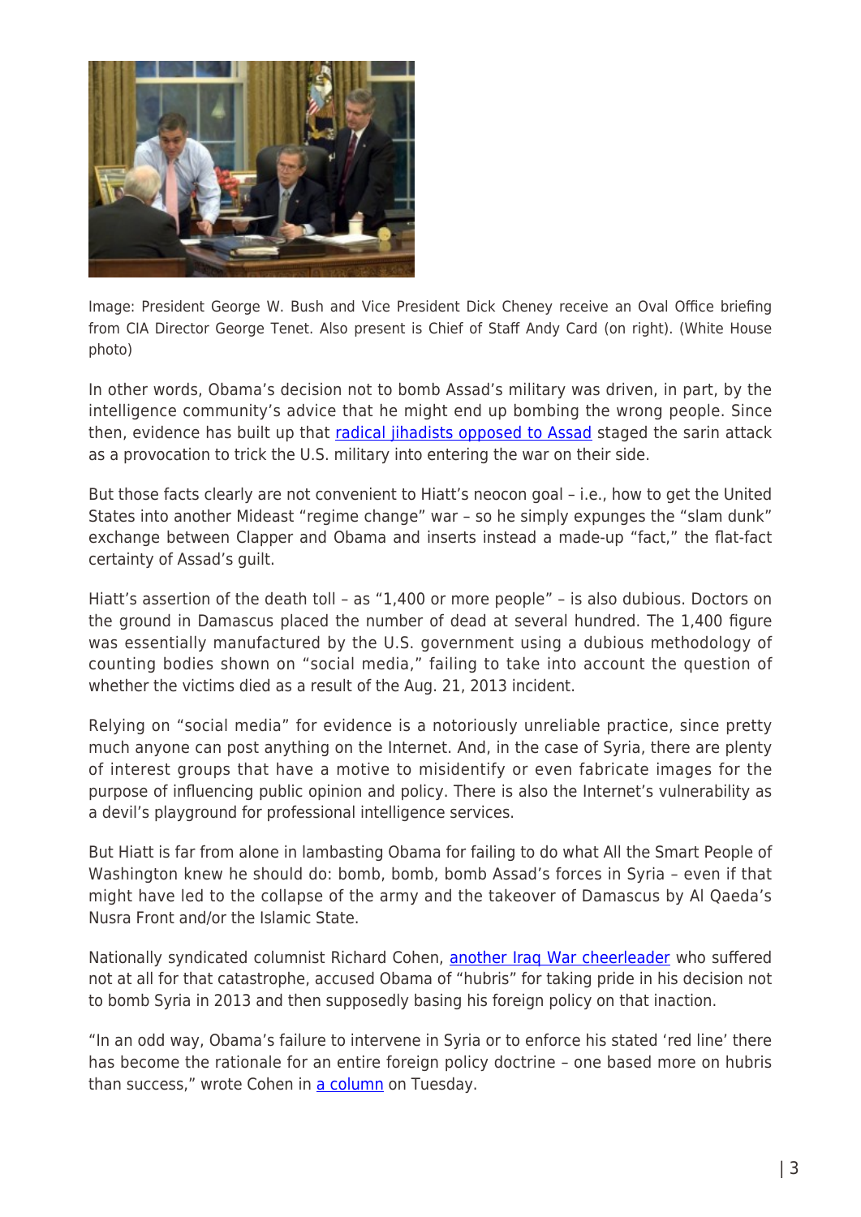Image: President George W. Bush and Vice President Dick Cheney receive an Oval Office briefing from CIA Director George Tenet. Also present is Chief of Staff Andy Card (on right). (White House photo)

In other words, Obama's decision not to bomb Assad's military was driven, in part, by the intelligence community's advice that he might end up bombing the wrong people. Since then, evidence has built up that radical jihadists opposed to Assad staged the sarin attack as a provocation to trick the U.S. military into entering the war on their side.

But those facts clearly are not convenient to Hiatt's neocon goal – i.e., how to get the United States into another Mideast "regime change" war – so he simply expunges the "slam dunk" exchange between Clapper and Obama and inserts instead a made-up "fact," the flat-fact certainty of Assad's guilt.

Hiatt's assertion of the death toll – as "1,400 or more people" – is also dubious. Doctors on the ground in Damascus placed the number of dead at several hundred. The 1,400 figure was essentially manufactured by the U.S. government using a dubious methodology of counting bodies shown on "social media," failing to take into account the question of whether the victims died as a result of the Aug. 21, 2013 incident.

Relying on "social media" for evidence is a notoriously unreliable practice, since pretty much anyone can post anything on the Internet. And, in the case of Syria, there are plenty of interest groups that have a motive to misidentify or even fabricate images for the purpose of influencing public opinion and policy. There is also the Internet's vulnerability as a devil's playground for professional intelligence services.

But Hiatt is far from alone in lambasting Obama for failing to do what All the Smart People of Washington knew he should do: bomb, bomb, bomb Assad's forces in Syria – even if that might have led to the collapse of the army and the takeover of Damascus by Al Qaeda's Nusra Front and/or the Islamic State.

Nationally syndicated columnist Richard Cohen, another Iraq War cheerleader who suffered not at all for that catastrophe, accused Obama of "hubris" for taking pride in his decision not to bomb Syria in 2013 and then supposedly basing his foreign policy on that inaction.

"In an odd way, Obama's failure to intervene in Syria or to enforce his stated 'red line' there has become the rationale for an entire foreign policy doctrine – one based more on hubris than success," wrote Cohen in a column on Tuesday.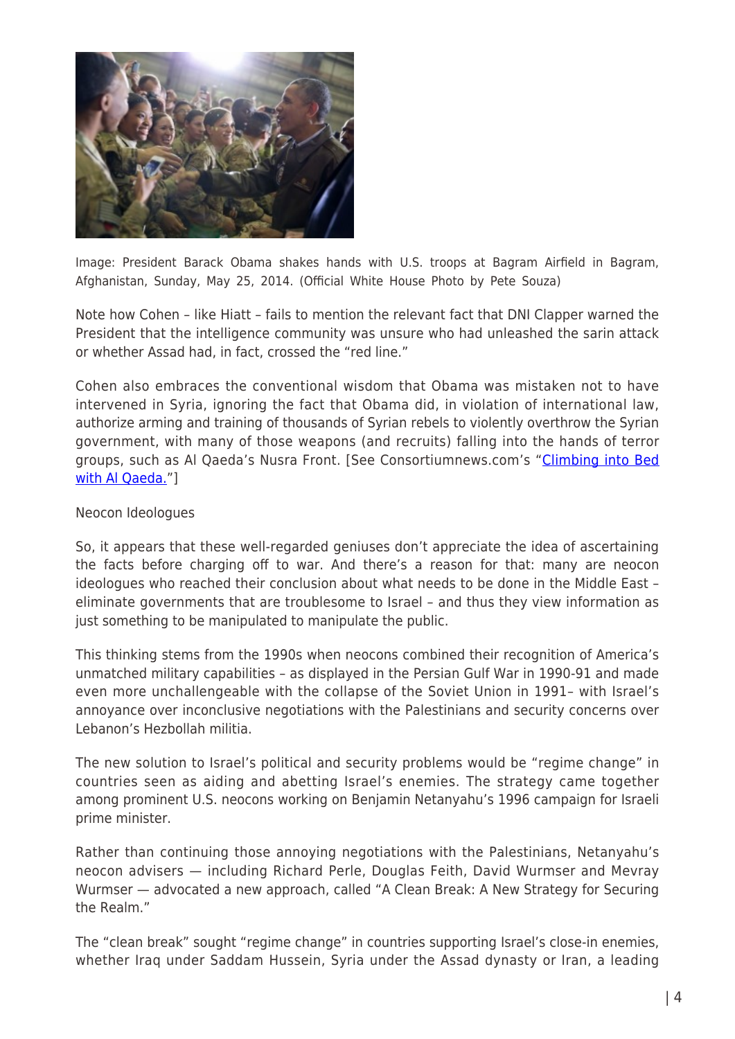Image: President Barack Obama shakes hands with U.S. troops at Bagram Airfield in Bagram, Afghanistan, Sunday, May 25, 2014. (Official White House Photo by Pete Souza)

Note how Cohen – like Hiatt – fails to mention the relevant fact that DNI Clapper warned the President that the intelligence community was unsure who had unleashed the sarin attack or whether Assad had, in fact, crossed the "red line."

Cohen also embraces the conventional wisdom that Obama was mistaken not to have intervened in Syria, ignoring the fact that Obama did, in violation of international law, authorize arming and training of thousands of Syrian rebels to violently overthrow the Syrian government, with many of those weapons (and recruits) falling into the hands of terror groups, such as Al Qaeda's Nusra Front. [See Consortiumnews.com's "Climbing into Bed with Al Qaeda."]

## Neocon Ideologues

So, it appears that these well-regarded geniuses don't appreciate the idea of ascertaining the facts before charging off to war. And there's a reason for that: many are neocon ideologues who reached their conclusion about what needs to be done in the Middle East – eliminate governments that are troublesome to Israel – and thus they view information as just something to be manipulated to manipulate the public.

This thinking stems from the 1990s when neocons combined their recognition of America's unmatched military capabilities – as displayed in the Persian Gulf War in 1990-91 and made even more unchallengeable with the collapse of the Soviet Union in 1991– with Israel's annoyance over inconclusive negotiations with the Palestinians and security concerns over Lebanon's Hezbollah militia.

The new solution to Israel's political and security problems would be "regime change" in countries seen as aiding and abetting Israel's enemies. The strategy came together among prominent U.S. neocons working on Benjamin Netanyahu's 1996 campaign for Israeli prime minister.

Rather than continuing those annoying negotiations with the Palestinians, Netanyahu's neocon advisers — including Richard Perle, Douglas Feith, David Wurmser and Mevray Wurmser — advocated a new approach, called "A Clean Break: A New Strategy for Securing the Realm."

The "clean break" sought "regime change" in countries supporting Israel's close-in enemies, whether Iraq under Saddam Hussein, Syria under the Assad dynasty or Iran, a leading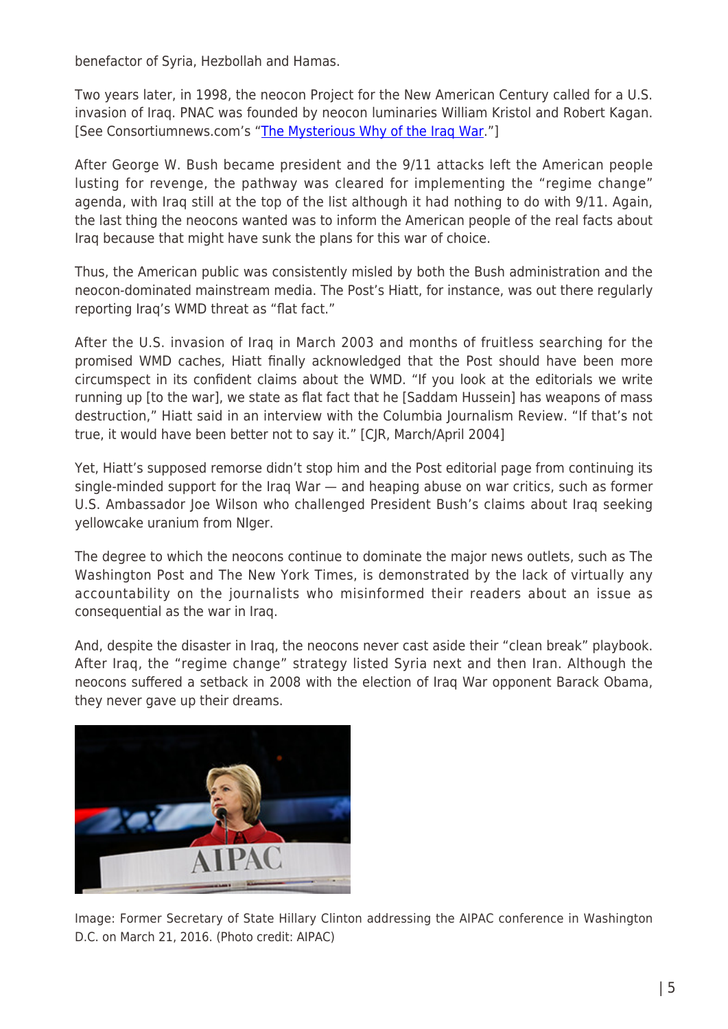benefactor of Syria, Hezbollah and Hamas.

Two years later, in 1998, the neocon Project for the New American Century called for a U.S. invasion of Iraq. PNAC was founded by neocon luminaries William Kristol and Robert Kagan. [See Consortiumnews.com's "The Mysterious Why of the Iraq War."]

After George W. Bush became president and the 9/11 attacks left the American people lusting for revenge, the pathway was cleared for implementing the "regime change" agenda, with Iraq still at the top of the list although it had nothing to do with 9/11. Again, the last thing the neocons wanted was to inform the American people of the real facts about Iraq because that might have sunk the plans for this war of choice.

Thus, the American public was consistently misled by both the Bush administration and the neocon-dominated mainstream media. The Post's Hiatt, for instance, was out there regularly reporting Iraq's WMD threat as "flat fact."

After the U.S. invasion of Iraq in March 2003 and months of fruitless searching for the promised WMD caches, Hiatt finally acknowledged that the Post should have been more circumspect in its confident claims about the WMD. "If you look at the editorials we write running up [to the war], we state as flat fact that he [Saddam Hussein] has weapons of mass destruction," Hiatt said in an interview with the Columbia Journalism Review. "If that's not true, it would have been better not to say it." [CJR, March/April 2004]

Yet, Hiatt's supposed remorse didn't stop him and the Post editorial page from continuing its single-minded support for the Iraq War — and heaping abuse on war critics, such as former U.S. Ambassador Joe Wilson who challenged President Bush's claims about Iraq seeking yellowcake uranium from NIger.

The degree to which the neocons continue to dominate the major news outlets, such as The Washington Post and The New York Times, is demonstrated by the lack of virtually any accountability on the journalists who misinformed their readers about an issue as consequential as the war in Iraq.

And, despite the disaster in Iraq, the neocons never cast aside their "clean break" playbook. After Iraq, the "regime change" strategy listed Syria next and then Iran. Although the neocons suffered a setback in 2008 with the election of Iraq War opponent Barack Obama, they never gave up their dreams.

Image: Former Secretary of State Hillary Clinton addressing the AIPAC conference in Washington D.C. on March 21, 2016. (Photo credit: AIPAC)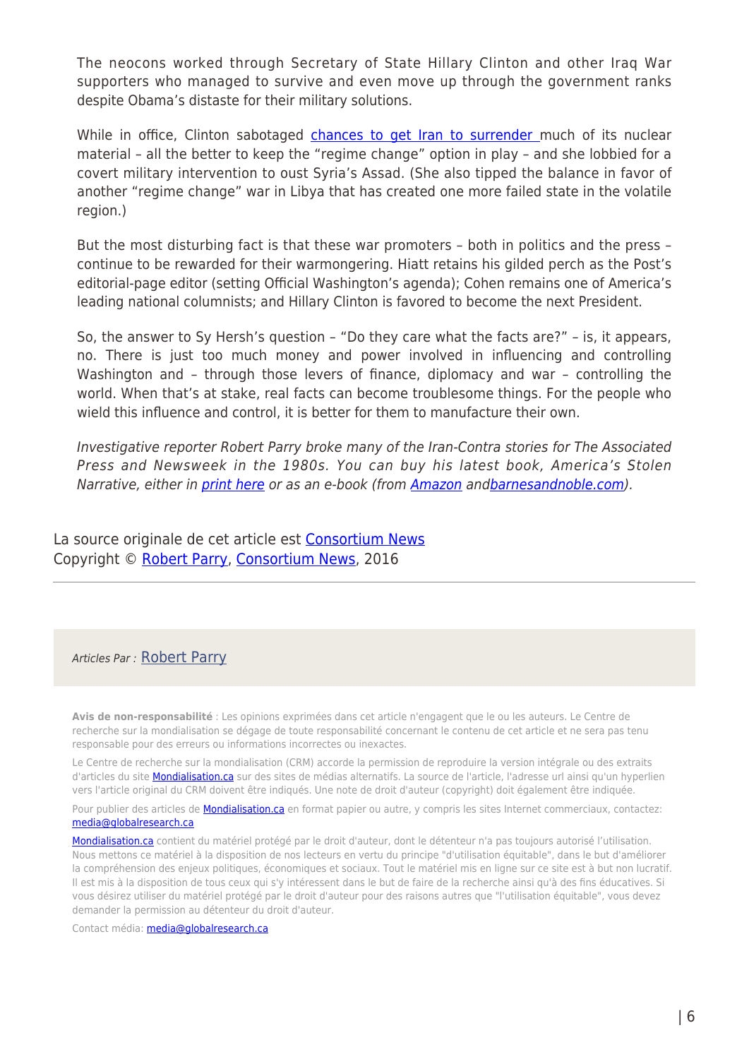The neocons worked through Secretary of State Hillary Clinton and other Iraq War supporters who managed to survive and even move up through the government ranks despite Obama's distaste for their military solutions.

While in office, Clinton sabotaged chances to get Iran to surrender much of its nuclear material – all the better to keep the "regime change" option in play – and she lobbied for a covert military intervention to oust Syria's Assad. (She also tipped the balance in favor of another "regime change" war in Libya that has created one more failed state in the volatile region.)

But the most disturbing fact is that these war promoters – both in politics and the press – continue to be rewarded for their warmongering. Hiatt retains his gilded perch as the Post's editorial-page editor (setting Official Washington's agenda); Cohen remains one of America's leading national columnists; and Hillary Clinton is favored to become the next President.

So, the answer to Sy Hersh's question – "Do they care what the facts are?" – is, it appears, no. There is just too much money and power involved in influencing and controlling Washington and – through those levers of finance, diplomacy and war – controlling the world. When that's at stake, real facts can become troublesome things. For the people who wield this influence and control, it is better for them to manufacture their own.

*Investigative reporter Robert Parry broke many of the Iran-Contra stories for The Associated Press and Newsweek in the 1980s. You can buy his latest book, America's Stolen Narrative, either in print here or as an e-book (from Amazon andbarnesandnoble.com).*

La source originale de cet article est Consortium News
Copyright © Robert Parry, Consortium News, 2016

---

*Articles Par :* Robert Parry

**Avis de non-responsabilité** : Les opinions exprimées dans cet article n'engagent que le ou les auteurs. Le Centre de recherche sur la mondialisation se dégage de toute responsabilité concernant le contenu de cet article et ne sera pas tenu responsable pour des erreurs ou informations incorrectes ou inexactes.

Le Centre de recherche sur la mondialisation (CRM) accorde la permission de reproduire la version intégrale ou des extraits d'articles du site Mondialisation.ca sur des sites de médias alternatifs. La source de l'article, l'adresse url ainsi qu'un hyperlien vers l'article original du CRM doivent être indiqués. Une note de droit d'auteur (copyright) doit également être indiquée.

Pour publier des articles de Mondialisation.ca en format papier ou autre, y compris les sites Internet commerciaux, contactez: media@globalresearch.ca

Mondialisation.ca contient du matériel protégé par le droit d'auteur, dont le détenteur n'a pas toujours autorisé l'utilisation. Nous mettons ce matériel à la disposition de nos lecteurs en vertu du principe "d'utilisation équitable", dans le but d'améliorer la compréhension des enjeux politiques, économiques et sociaux. Tout le matériel mis en ligne sur ce site est à but non lucratif. Il est mis à la disposition de tous ceux qui s'y intéressent dans le but de faire de la recherche ainsi qu'à des fins éducatives. Si vous désirez utiliser du matériel protégé par le droit d'auteur pour des raisons autres que "l'utilisation équitable", vous devez demander la permission au détenteur du droit d'auteur.

Contact média: media@globalresearch.ca